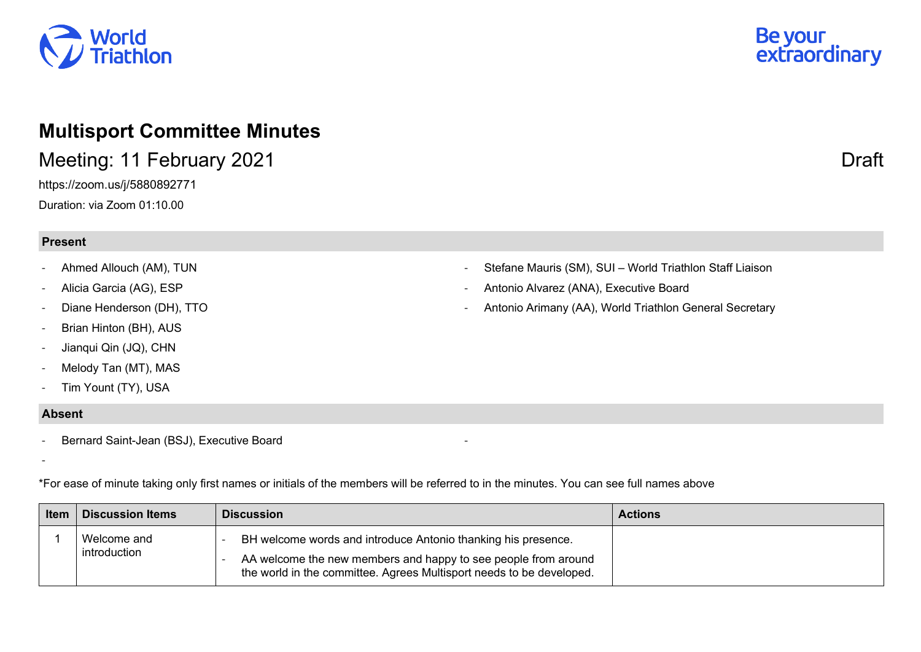World Triathlon

Be your extraordinary

# Multisport Committee Minutes

## Meeting: 11 February 2021

Draft

https://zoom.us/j/5880892771

Duration: via Zoom 01:10.00

**Present**

- Ahmed Allouch (AM), TUN
- Alicia Garcia (AG), ESP
- Diane Henderson (DH), TTO
- Brian Hinton (BH), AUS
- Jianqui Qin (JQ), CHN
- Melody Tan (MT), MAS
- Tim Yount (TY), USA
- Stefane Mauris (SM), SUI – World Triathlon Staff Liaison
- Antonio Alvarez (ANA), Executive Board
- Antonio Arimany (AA), World Triathlon General Secretary

**Absent**

- Bernard Saint-Jean (BSJ), Executive Board

*For ease of minute taking only first names or initials of the members will be referred to in the minutes. You can see full names above

| Item | Discussion Items | Discussion | Actions |
|---|---|---|---|
| 1 | Welcome and introduction | - BH welcome words and introduce Antonio thanking his presence.<br>- AA welcome the new members and happy to see people from around the world in the committee. Agrees Multisport needs to be developed. | |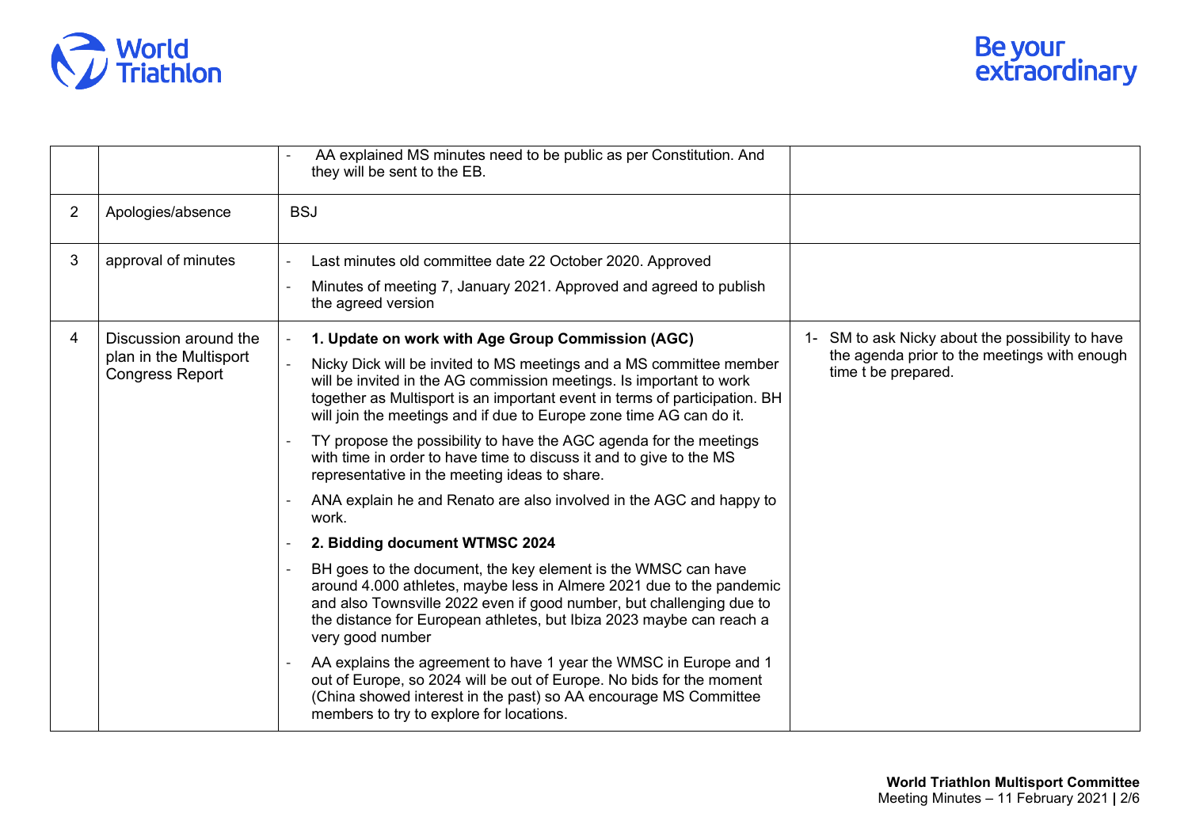| | | | |
|---|---|---|---|
| | | - AA explained MS minutes need to be public as per Constitution. And they will be sent to the EB. | |
| 2 | Apologies/absence | BSJ | |
| 3 | approval of minutes | - Last minutes old committee date 22 October 2020. Approved<br>- Minutes of meeting 7, January 2021. Approved and agreed to publish the agreed version | |
| 4 | Discussion around the plan in the Multisport Congress Report | - **1. Update on work with Age Group Commission (AGC)**<br>- Nicky Dick will be invited to MS meetings and a MS committee member will be invited in the AG commission meetings. Is important to work together as Multisport is an important event in terms of participation. BH will join the meetings and if due to Europe zone time AG can do it.<br>- TY propose the possibility to have the AGC agenda for the meetings with time in order to have time to discuss it and to give to the MS representative in the meeting ideas to share.<br>- ANA explain he and Renato are also involved in the AGC and happy to work.<br>- **2. Bidding document WTMSC 2024**<br>- BH goes to the document, the key element is the WMSC can have around 4.000 athletes, maybe less in Almere 2021 due to the pandemic and also Townsville 2022 even if good number, but challenging due to the distance for European athletes, but Ibiza 2023 maybe can reach a very good number<br>- AA explains the agreement to have 1 year the WMSC in Europe and 1 out of Europe, so 2024 will be out of Europe. No bids for the moment (China showed interest in the past) so AA encourage MS Committee members to try to explore for locations. | 1- SM to ask Nicky about the possibility to have the agenda prior to the meetings with enough time t be prepared. |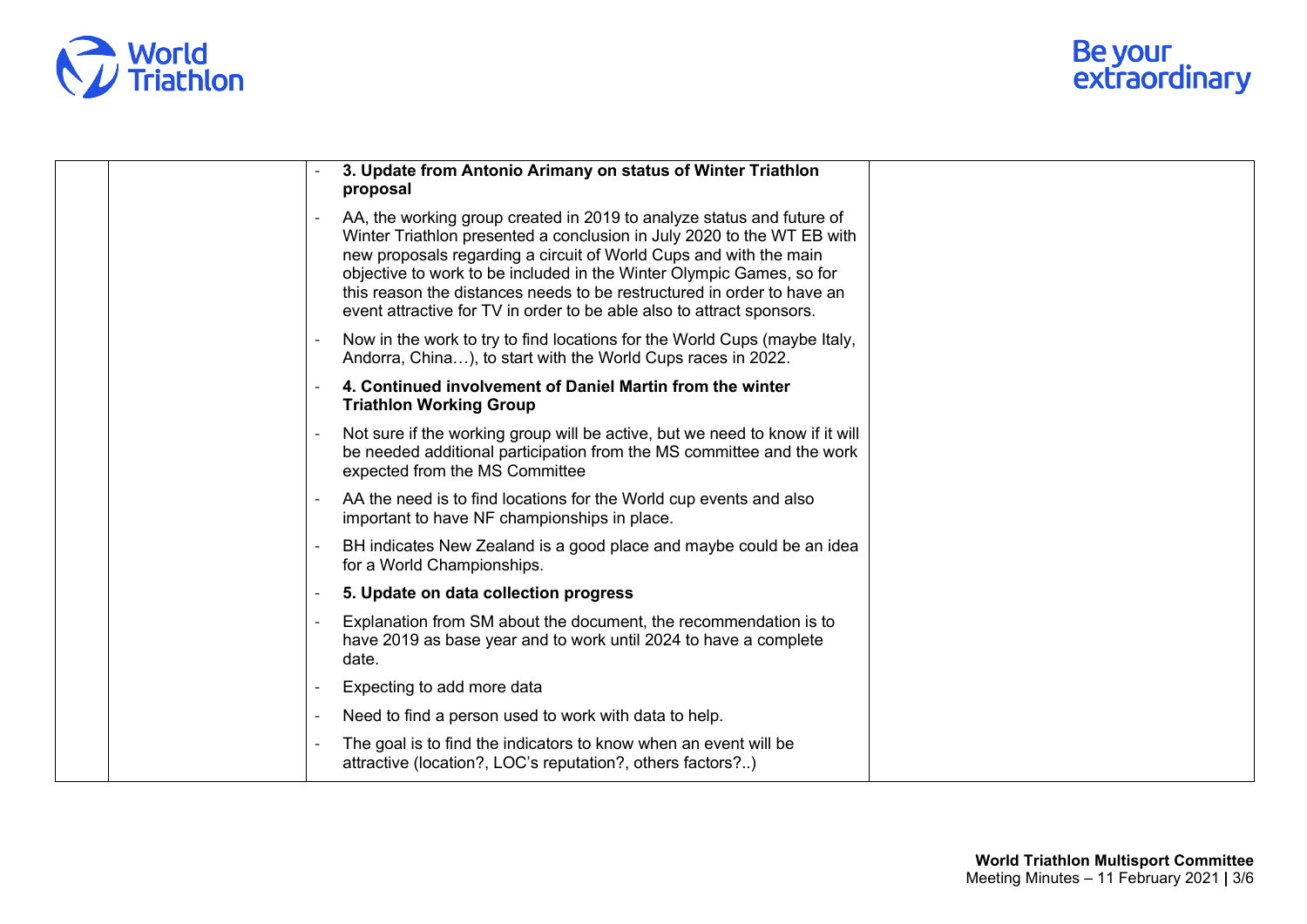|  |  | - **3. Update from Antonio Arimany on status of Winter Triathlon proposal**<br>- AA, the working group created in 2019 to analyze status and future of Winter Triathlon presented a conclusion in July 2020 to the WT EB with new proposals regarding a circuit of World Cups and with the main objective to work to be included in the Winter Olympic Games, so for this reason the distances needs to be restructured in order to have an event attractive for TV in order to be able also to attract sponsors.<br>- Now in the work to try to find locations for the World Cups (maybe Italy, Andorra, China…), to start with the World Cups races in 2022.<br>- **4. Continued involvement of Daniel Martin from the winter Triathlon Working Group**<br>- Not sure if the working group will be active, but we need to know if it will be needed additional participation from the MS committee and the work expected from the MS Committee<br>- AA the need is to find locations for the World cup events and also important to have NF championships in place.<br>- BH indicates New Zealand is a good place and maybe could be an idea for a World Championships.<br>- **5. Update on data collection progress**<br>- Explanation from SM about the document, the recommendation is to have 2019 as base year and to work until 2024 to have a complete date.<br>- Expecting to add more data<br>- Need to find a person used to work with data to help.<br>- The goal is to find the indicators to know when an event will be attractive (location?, LOC's reputation?, others factors?..) |  |
|---|---|---|---|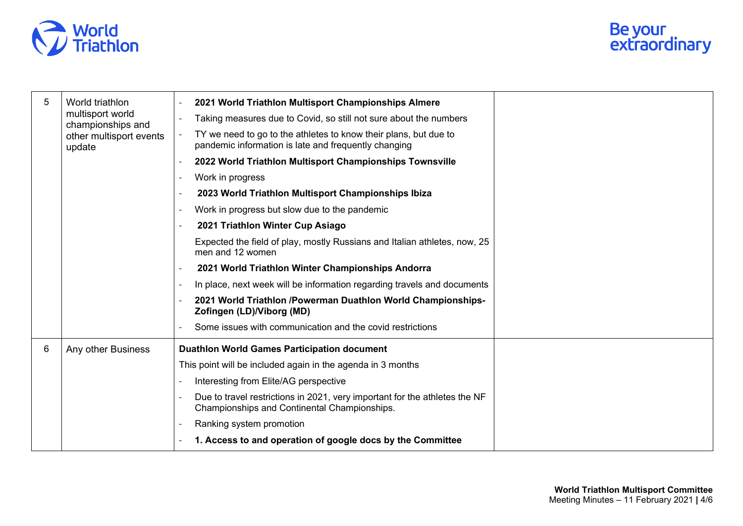| | | | |
|---|---|---|---|
| 5 | World triathlon multisport world championships and other multisport events update | - **2021 World Triathlon Multisport Championships Almere**<br>- Taking measures due to Covid, so still not sure about the numbers<br>- TY we need to go to the athletes to know their plans, but due to pandemic information is late and frequently changing<br>- **2022 World Triathlon Multisport Championships Townsville**<br>- Work in progress<br>- **2023 World Triathlon Multisport Championships Ibiza**<br>- Work in progress but slow due to the pandemic<br>- **2021 Triathlon Winter Cup Asiago**<br>Expected the field of play, mostly Russians and Italian athletes, now, 25 men and 12 women<br>- **2021 World Triathlon Winter Championships Andorra**<br>- In place, next week will be information regarding travels and documents<br>- **2021 World Triathlon /Powerman Duathlon World Championships-Zofingen (LD)/Viborg (MD)**<br>- Some issues with communication and the covid restrictions | |
| 6 | Any other Business | **Duathlon World Games Participation document**<br>This point will be included again in the agenda in 3 months<br>- Interesting from Elite/AG perspective<br>- Due to travel restrictions in 2021, very important for the athletes the NF Championships and Continental Championships.<br>- Ranking system promotion<br>- **1. Access to and operation of google docs by the Committee** | |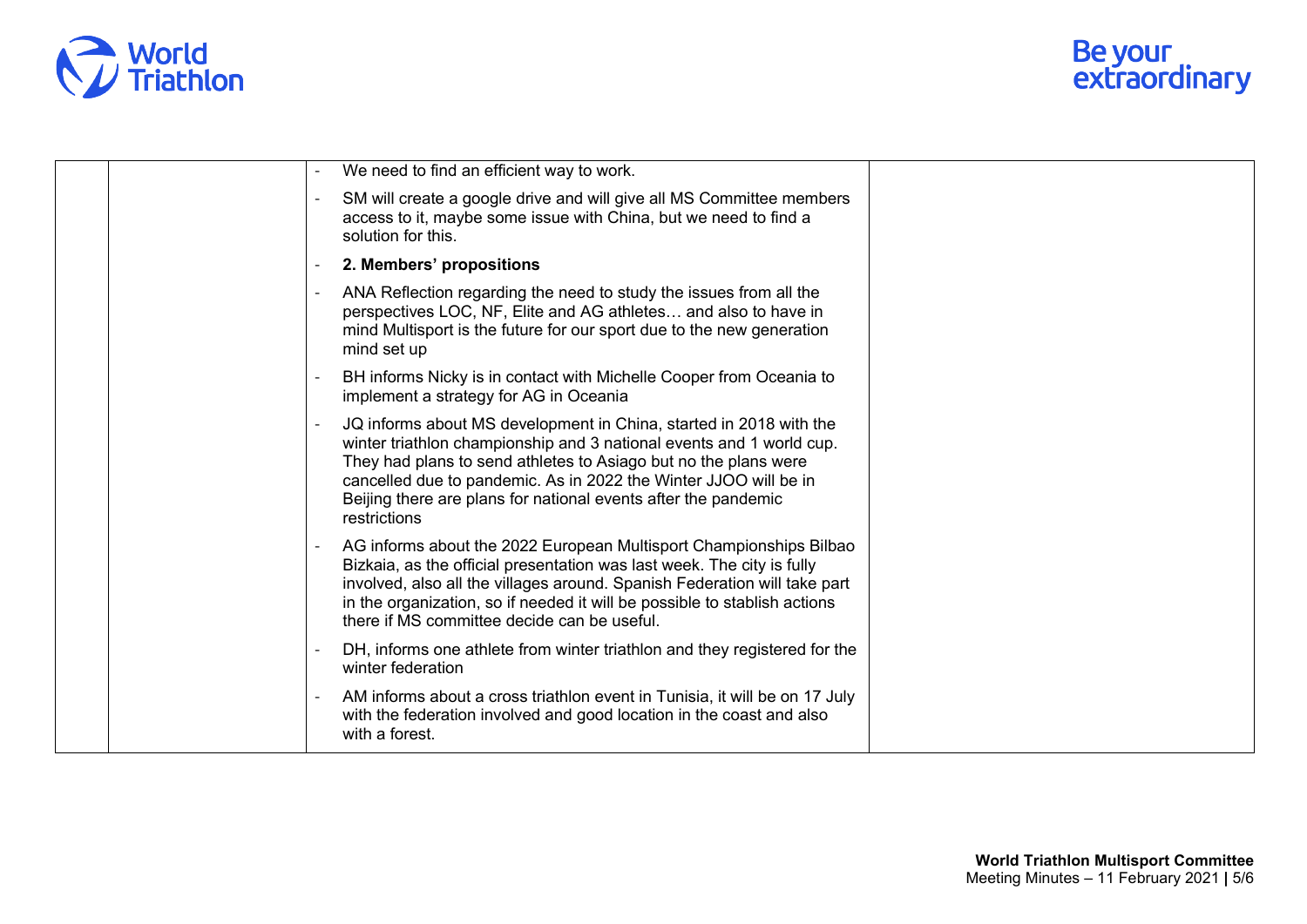| | | | |
|---|---|---|---|
| | | - We need to find an efficient way to work.<br>- SM will create a google drive and will give all MS Committee members access to it, maybe some issue with China, but we need to find a solution for this.<br>- **2. Members' propositions**<br>- ANA Reflection regarding the need to study the issues from all the perspectives LOC, NF, Elite and AG athletes… and also to have in mind Multisport is the future for our sport due to the new generation mind set up<br>- BH informs Nicky is in contact with Michelle Cooper from Oceania to implement a strategy for AG in Oceania<br>- JQ informs about MS development in China, started in 2018 with the winter triathlon championship and 3 national events and 1 world cup. They had plans to send athletes to Asiago but no the plans were cancelled due to pandemic. As in 2022 the Winter JJOO will be in Beijing there are plans for national events after the pandemic restrictions<br>- AG informs about the 2022 European Multisport Championships Bilbao Bizkaia, as the official presentation was last week. The city is fully involved, also all the villages around. Spanish Federation will take part in the organization, so if needed it will be possible to stablish actions there if MS committee decide can be useful.<br>- DH, informs one athlete from winter triathlon and they registered for the winter federation<br>- AM informs about a cross triathlon event in Tunisia, it will be on 17 July with the federation involved and good location in the coast and also with a forest. | |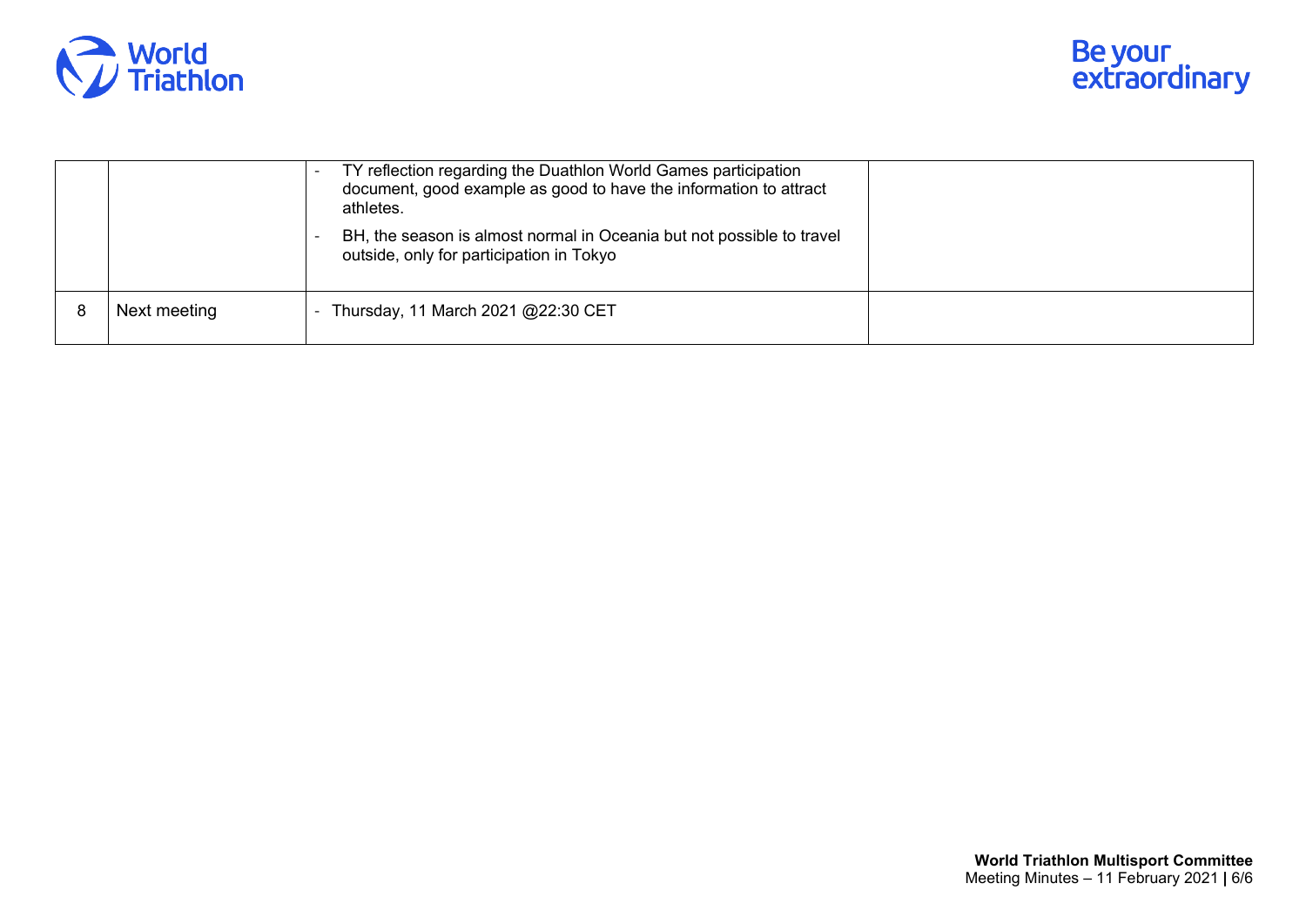| | | | |
|---|---|---|---|
| | | - TY reflection regarding the Duathlon World Games participation document, good example as good to have the information to attract athletes.<br>- BH, the season is almost normal in Oceania but not possible to travel outside, only for participation in Tokyo | |
| 8 | Next meeting | - Thursday, 11 March 2021 @22:30 CET | |